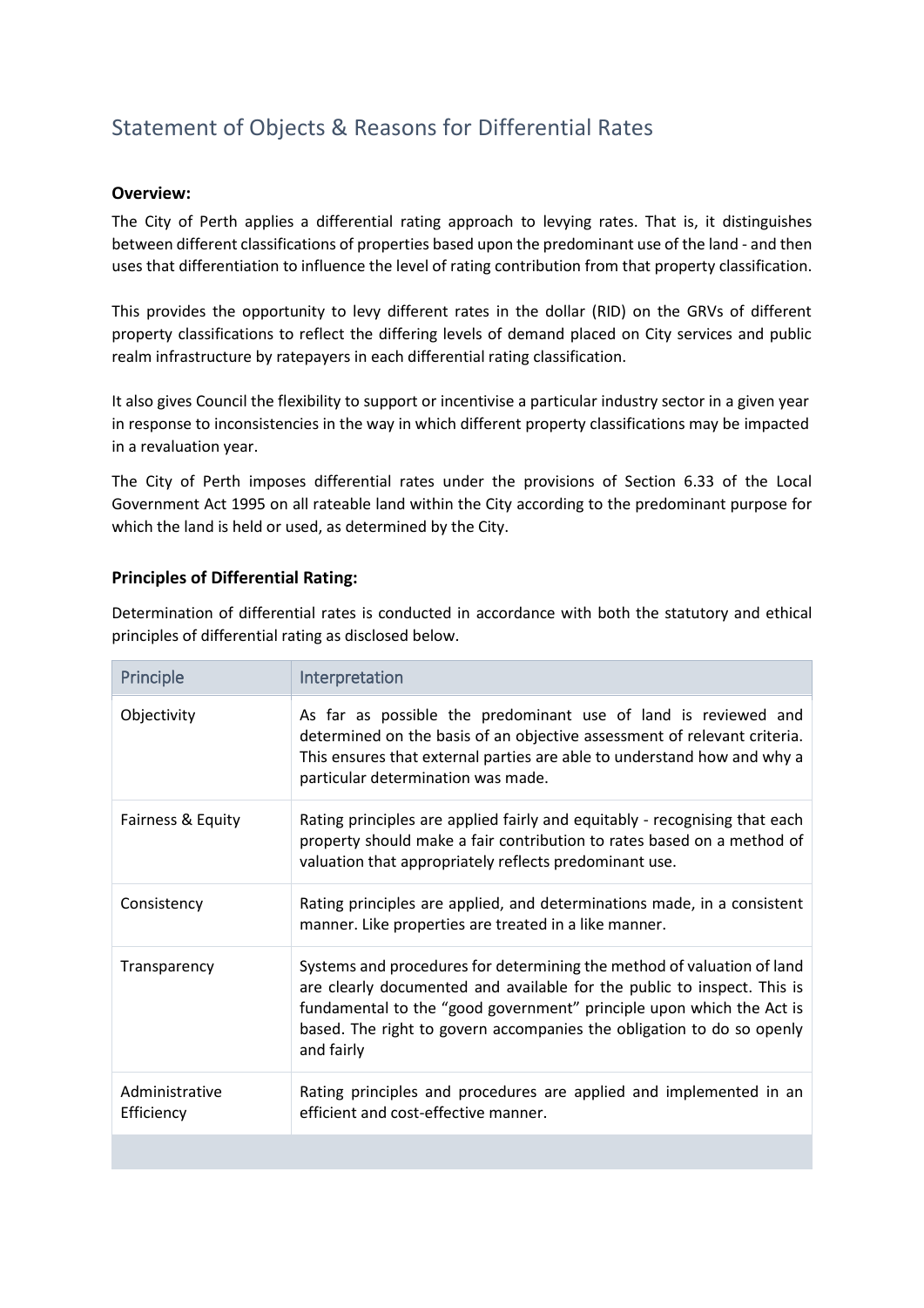# Statement of Objects & Reasons for Differential Rates

**Overview:**

The City of Perth applies a differential rating approach to levying rates. That is, it distinguishes between different classifications of properties based upon the predominant use of the land - and then uses that differentiation to influence the level of rating contribution from that property classification.

This provides the opportunity to levy different rates in the dollar (RID) on the GRVs of different property classifications to reflect the differing levels of demand placed on City services and public realm infrastructure by ratepayers in each differential rating classification.

It also gives Council the flexibility to support or incentivise a particular industry sector in a given year in response to inconsistencies in the way in which different property classifications may be impacted in a revaluation year.

The City of Perth imposes differential rates under the provisions of Section 6.33 of the Local Government Act 1995 on all rateable land within the City according to the predominant purpose for which the land is held or used, as determined by the City.

**Principles of Differential Rating:**

Determination of differential rates is conducted in accordance with both the statutory and ethical principles of differential rating as disclosed below.

| Principle | Interpretation |
|---|---|
| Objectivity | As far as possible the predominant use of land is reviewed and determined on the basis of an objective assessment of relevant criteria. This ensures that external parties are able to understand how and why a particular determination was made. |
| Fairness & Equity | Rating principles are applied fairly and equitably - recognising that each property should make a fair contribution to rates based on a method of valuation that appropriately reflects predominant use. |
| Consistency | Rating principles are applied, and determinations made, in a consistent manner. Like properties are treated in a like manner. |
| Transparency | Systems and procedures for determining the method of valuation of land are clearly documented and available for the public to inspect. This is fundamental to the "good government" principle upon which the Act is based. The right to govern accompanies the obligation to do so openly and fairly |
| Administrative Efficiency | Rating principles and procedures are applied and implemented in an efficient and cost-effective manner. |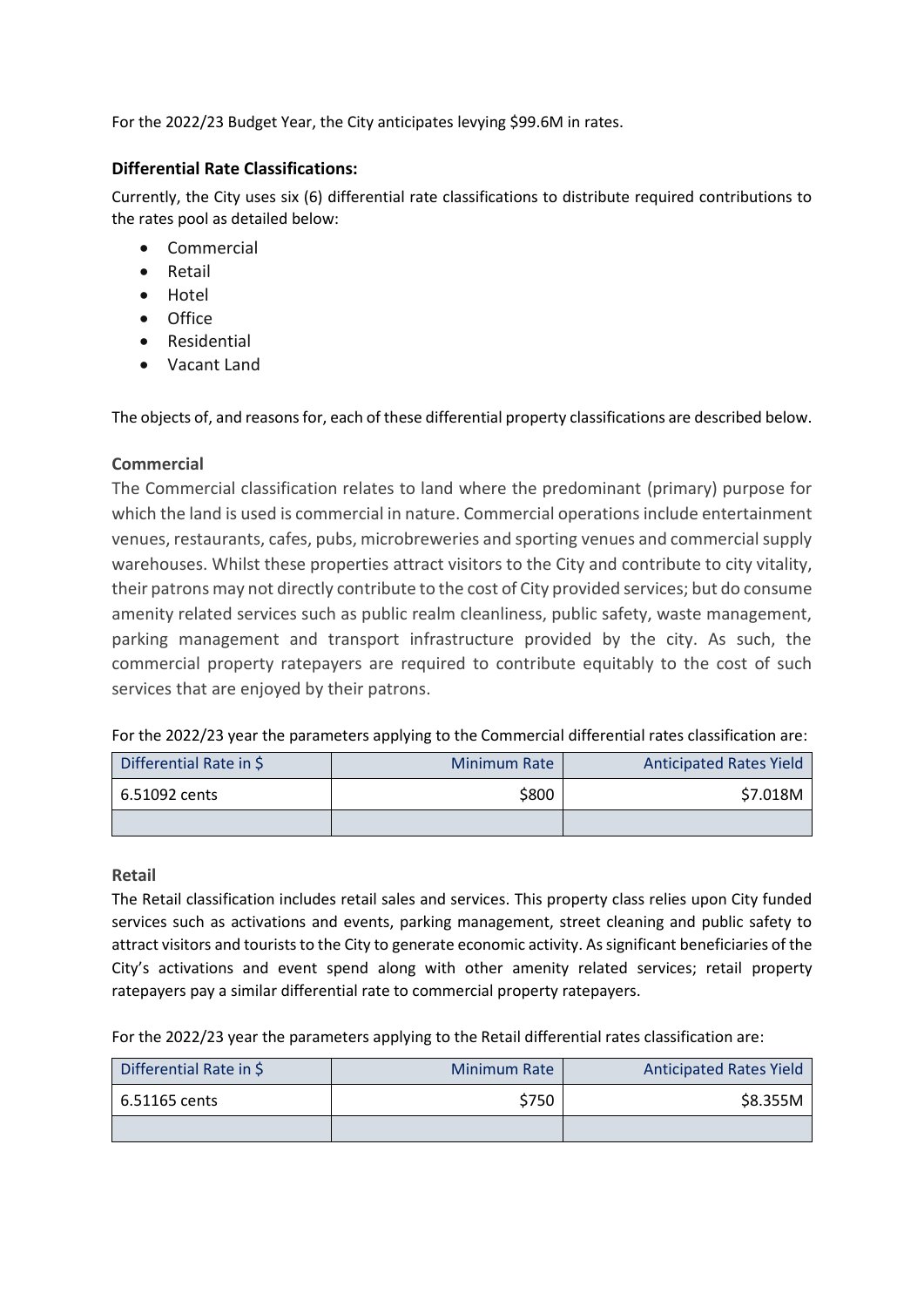For the 2022/23 Budget Year, the City anticipates levying $99.6M in rates.

### Differential Rate Classifications:

Currently, the City uses six (6) differential rate classifications to distribute required contributions to the rates pool as detailed below:

- Commercial
- Retail
- Hotel
- Office
- Residential
- Vacant Land

The objects of, and reasons for, each of these differential property classifications are described below.

#### Commercial

The Commercial classification relates to land where the predominant (primary) purpose for which the land is used is commercial in nature. Commercial operations include entertainment venues, restaurants, cafes, pubs, microbreweries and sporting venues and commercial supply warehouses. Whilst these properties attract visitors to the City and contribute to city vitality, their patrons may not directly contribute to the cost of City provided services; but do consume amenity related services such as public realm cleanliness, public safety, waste management, parking management and transport infrastructure provided by the city. As such, the commercial property ratepayers are required to contribute equitably to the cost of such services that are enjoyed by their patrons.

For the 2022/23 year the parameters applying to the Commercial differential rates classification are:

| Differential Rate in $ | Minimum Rate | Anticipated Rates Yield |
|---|---|---|
| 6.51092 cents | $800 | $7.018M |
| | | |

#### Retail

The Retail classification includes retail sales and services. This property class relies upon City funded services such as activations and events, parking management, street cleaning and public safety to attract visitors and tourists to the City to generate economic activity. As significant beneficiaries of the City's activations and event spend along with other amenity related services; retail property ratepayers pay a similar differential rate to commercial property ratepayers.

For the 2022/23 year the parameters applying to the Retail differential rates classification are:

| Differential Rate in $ | Minimum Rate | Anticipated Rates Yield |
|---|---|---|
| 6.51165 cents | $750 | $8.355M |
| | | |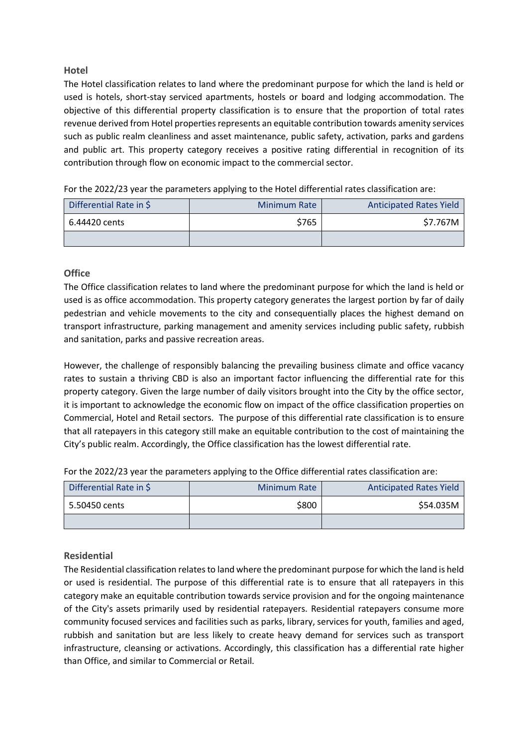## Hotel

The Hotel classification relates to land where the predominant purpose for which the land is held or used is hotels, short-stay serviced apartments, hostels or board and lodging accommodation. The objective of this differential property classification is to ensure that the proportion of total rates revenue derived from Hotel properties represents an equitable contribution towards amenity services such as public realm cleanliness and asset maintenance, public safety, activation, parks and gardens and public art. This property category receives a positive rating differential in recognition of its contribution through flow on economic impact to the commercial sector.

For the 2022/23 year the parameters applying to the Hotel differential rates classification are:

| Differential Rate in $ | Minimum Rate | Anticipated Rates Yield |
|---|---|---|
| 6.44420 cents | $765 | $7.767M |
| | | |

## Office

The Office classification relates to land where the predominant purpose for which the land is held or used is as office accommodation. This property category generates the largest portion by far of daily pedestrian and vehicle movements to the city and consequentially places the highest demand on transport infrastructure, parking management and amenity services including public safety, rubbish and sanitation, parks and passive recreation areas.

However, the challenge of responsibly balancing the prevailing business climate and office vacancy rates to sustain a thriving CBD is also an important factor influencing the differential rate for this property category. Given the large number of daily visitors brought into the City by the office sector, it is important to acknowledge the economic flow on impact of the office classification properties on Commercial, Hotel and Retail sectors. The purpose of this differential rate classification is to ensure that all ratepayers in this category still make an equitable contribution to the cost of maintaining the City's public realm. Accordingly, the Office classification has the lowest differential rate.

For the 2022/23 year the parameters applying to the Office differential rates classification are:

| Differential Rate in $ | Minimum Rate | Anticipated Rates Yield |
|---|---|---|
| 5.50450 cents | $800 | $54.035M |
| | | |

## Residential

The Residential classification relates to land where the predominant purpose for which the land is held or used is residential. The purpose of this differential rate is to ensure that all ratepayers in this category make an equitable contribution towards service provision and for the ongoing maintenance of the City's assets primarily used by residential ratepayers. Residential ratepayers consume more community focused services and facilities such as parks, library, services for youth, families and aged, rubbish and sanitation but are less likely to create heavy demand for services such as transport infrastructure, cleansing or activations. Accordingly, this classification has a differential rate higher than Office, and similar to Commercial or Retail.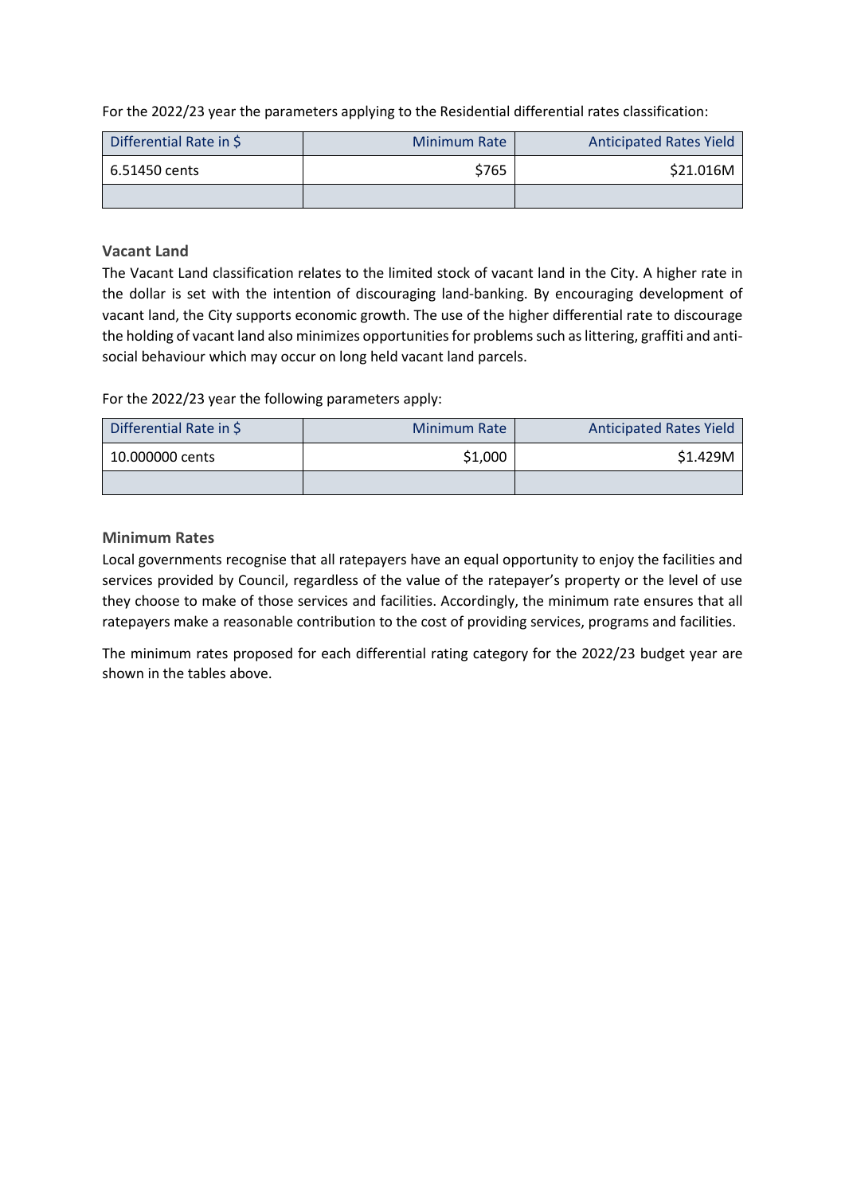For the 2022/23 year the parameters applying to the Residential differential rates classification:

| Differential Rate in $ | Minimum Rate | Anticipated Rates Yield |
|---|---:|---:|
| 6.51450 cents | $765 | $21.016M |
| | | |

### Vacant Land

The Vacant Land classification relates to the limited stock of vacant land in the City. A higher rate in the dollar is set with the intention of discouraging land-banking. By encouraging development of vacant land, the City supports economic growth. The use of the higher differential rate to discourage the holding of vacant land also minimizes opportunities for problems such as littering, graffiti and anti-social behaviour which may occur on long held vacant land parcels.

For the 2022/23 year the following parameters apply:

| Differential Rate in $ | Minimum Rate | Anticipated Rates Yield |
|---|---:|---:|
| 10.000000 cents | $1,000 | $1.429M |
| | | |

### Minimum Rates

Local governments recognise that all ratepayers have an equal opportunity to enjoy the facilities and services provided by Council, regardless of the value of the ratepayer's property or the level of use they choose to make of those services and facilities. Accordingly, the minimum rate ensures that all ratepayers make a reasonable contribution to the cost of providing services, programs and facilities.

The minimum rates proposed for each differential rating category for the 2022/23 budget year are shown in the tables above.